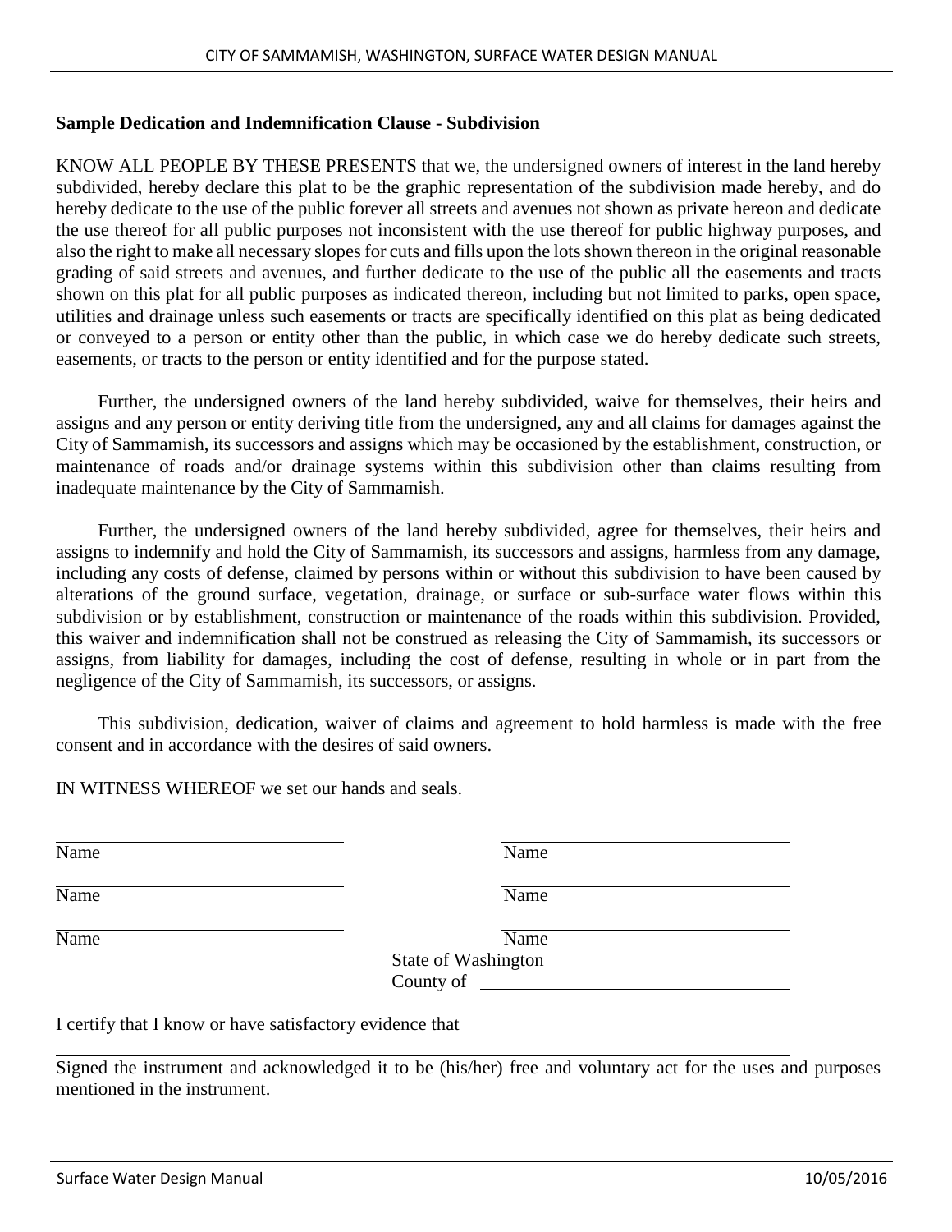**Sample Dedication and Indemnification Clause - Subdivision**

KNOW ALL PEOPLE BY THESE PRESENTS that we, the undersigned owners of interest in the land hereby subdivided, hereby declare this plat to be the graphic representation of the subdivision made hereby, and do hereby dedicate to the use of the public forever all streets and avenues not shown as private hereon and dedicate the use thereof for all public purposes not inconsistent with the use thereof for public highway purposes, and also the right to make all necessary slopes for cuts and fills upon the lots shown thereon in the original reasonable grading of said streets and avenues, and further dedicate to the use of the public all the easements and tracts shown on this plat for all public purposes as indicated thereon, including but not limited to parks, open space, utilities and drainage unless such easements or tracts are specifically identified on this plat as being dedicated or conveyed to a person or entity other than the public, in which case we do hereby dedicate such streets, easements, or tracts to the person or entity identified and for the purpose stated.

Further, the undersigned owners of the land hereby subdivided, waive for themselves, their heirs and assigns and any person or entity deriving title from the undersigned, any and all claims for damages against the City of Sammamish, its successors and assigns which may be occasioned by the establishment, construction, or maintenance of roads and/or drainage systems within this subdivision other than claims resulting from inadequate maintenance by the City of Sammamish.

Further, the undersigned owners of the land hereby subdivided, agree for themselves, their heirs and assigns to indemnify and hold the City of Sammamish, its successors and assigns, harmless from any damage, including any costs of defense, claimed by persons within or without this subdivision to have been caused by alterations of the ground surface, vegetation, drainage, or surface or sub-surface water flows within this subdivision or by establishment, construction or maintenance of the roads within this subdivision. Provided, this waiver and indemnification shall not be construed as releasing the City of Sammamish, its successors or assigns, from liability for damages, including the cost of defense, resulting in whole or in part from the negligence of the City of Sammamish, its successors, or assigns.

This subdivision, dedication, waiver of claims and agreement to hold harmless is made with the free consent and in accordance with the desires of said owners.

IN WITNESS WHEREOF we set our hands and seals.

| | |
|---|---|
| ______________________ Name | ______________________ Name |
| ______________________ Name | ______________________ Name |
| ______________________ Name | ______________________ Name |

State of Washington

County of ______________________

I certify that I know or have satisfactory evidence that

______________________________________________________

Signed the instrument and acknowledged it to be (his/her) free and voluntary act for the uses and purposes mentioned in the instrument.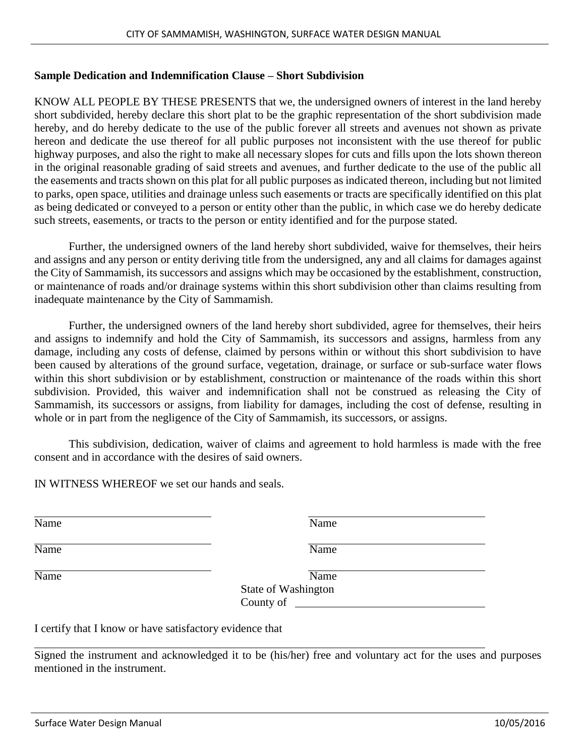**Sample Dedication and Indemnification Clause – Short Subdivision**

KNOW ALL PEOPLE BY THESE PRESENTS that we, the undersigned owners of interest in the land hereby short subdivided, hereby declare this short plat to be the graphic representation of the short subdivision made hereby, and do hereby dedicate to the use of the public forever all streets and avenues not shown as private hereon and dedicate the use thereof for all public purposes not inconsistent with the use thereof for public highway purposes, and also the right to make all necessary slopes for cuts and fills upon the lots shown thereon in the original reasonable grading of said streets and avenues, and further dedicate to the use of the public all the easements and tracts shown on this plat for all public purposes as indicated thereon, including but not limited to parks, open space, utilities and drainage unless such easements or tracts are specifically identified on this plat as being dedicated or conveyed to a person or entity other than the public, in which case we do hereby dedicate such streets, easements, or tracts to the person or entity identified and for the purpose stated.

Further, the undersigned owners of the land hereby short subdivided, waive for themselves, their heirs and assigns and any person or entity deriving title from the undersigned, any and all claims for damages against the City of Sammamish, its successors and assigns which may be occasioned by the establishment, construction, or maintenance of roads and/or drainage systems within this short subdivision other than claims resulting from inadequate maintenance by the City of Sammamish.

Further, the undersigned owners of the land hereby short subdivided, agree for themselves, their heirs and assigns to indemnify and hold the City of Sammamish, its successors and assigns, harmless from any damage, including any costs of defense, claimed by persons within or without this short subdivision to have been caused by alterations of the ground surface, vegetation, drainage, or surface or sub-surface water flows within this short subdivision or by establishment, construction or maintenance of the roads within this short subdivision. Provided, this waiver and indemnification shall not be construed as releasing the City of Sammamish, its successors or assigns, from liability for damages, including the cost of defense, resulting in whole or in part from the negligence of the City of Sammamish, its successors, or assigns.

This subdivision, dedication, waiver of claims and agreement to hold harmless is made with the free consent and in accordance with the desires of said owners.

IN WITNESS WHEREOF we set our hands and seals.

| | |
|---|---|
| \_\_\_\_\_\_\_\_\_\_\_\_\_\_\_\_\_\_\_\_<br>Name | \_\_\_\_\_\_\_\_\_\_\_\_\_\_\_\_\_\_\_\_<br>Name |
| \_\_\_\_\_\_\_\_\_\_\_\_\_\_\_\_\_\_\_\_<br>Name | \_\_\_\_\_\_\_\_\_\_\_\_\_\_\_\_\_\_\_\_<br>Name |
| \_\_\_\_\_\_\_\_\_\_\_\_\_\_\_\_\_\_\_\_<br>Name | \_\_\_\_\_\_\_\_\_\_\_\_\_\_\_\_\_\_\_\_<br>Name |

State of Washington

County of \_\_\_\_\_\_\_\_\_\_\_\_\_\_\_\_\_\_\_\_

I certify that I know or have satisfactory evidence that

\_\_\_\_\_\_\_\_\_\_\_\_\_\_\_\_\_\_\_\_\_\_\_\_\_\_\_\_\_\_\_\_\_\_\_\_\_\_\_\_\_\_\_\_\_\_\_\_\_\_\_\_\_\_\_\_

Signed the instrument and acknowledged it to be (his/her) free and voluntary act for the uses and purposes mentioned in the instrument.